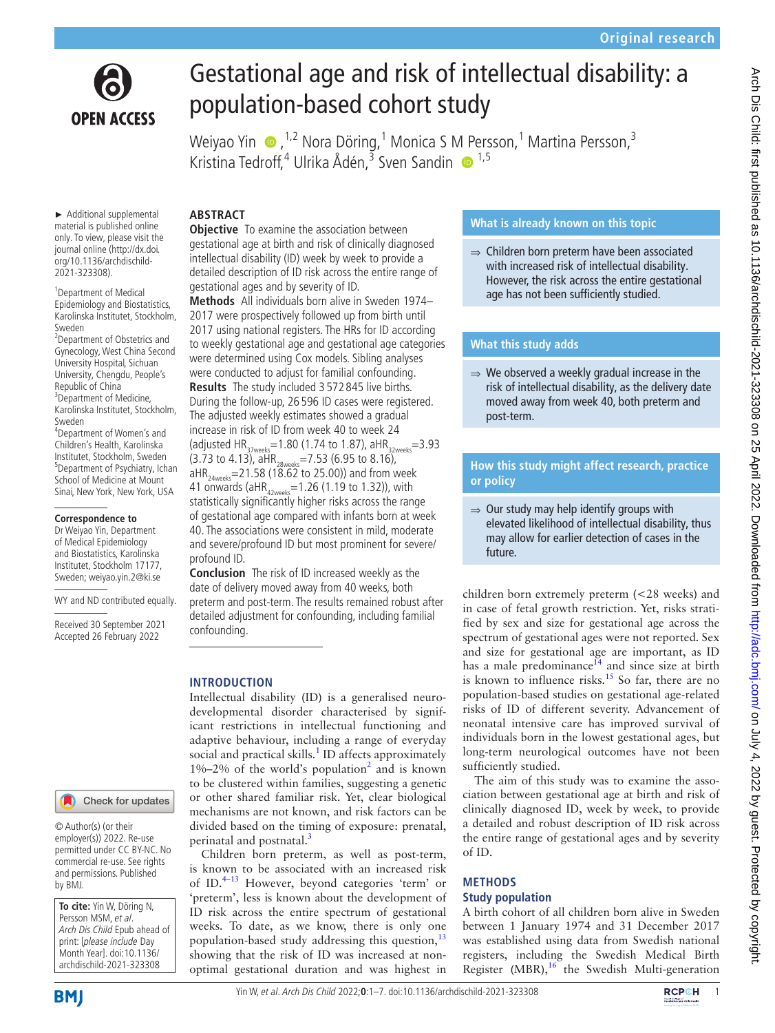Original research

# Gestational age and risk of intellectual disability: a population-based cohort study

Weiyao Yin [1,2], Nora Döring [1], Monica S M Persson [1], Martina Persson [3], Kristina Tedroff [4], Ulrika Ådén [3], Sven Sandin [1,5]

► Additional supplemental material is published online only. To view, please visit the journal online (http://dx.doi.org/10.1136/archdischild-2021-323308).

[1] Department of Medical Epidemiology and Biostatistics, Karolinska Institutet, Stockholm, Sweden
[2] Department of Obstetrics and Gynecology, West China Second University Hospital, Sichuan University, Chengdu, People's Republic of China
[3] Department of Medicine, Karolinska Institutet, Stockholm, Sweden
[4] Department of Women's and Children's Health, Karolinska Institutet, Stockholm, Sweden
[5] Department of Psychiatry, Ichan School of Medicine at Mount Sinai, New York, New York, USA

**Correspondence to**
Dr Weiyao Yin, Department of Medical Epidemiology and Biostatistics, Karolinska Institutet, Stockholm 17177, Sweden; weiyao.yin.2@ki.se

WY and ND contributed equally.

Received 30 September 2021
Accepted 26 February 2022

© Author(s) (or their employer(s)) 2022. Re-use permitted under CC BY-NC. No commercial re-use. See rights and permissions. Published by BMJ.

**To cite:** Yin W, Döring N, Persson MSM, *et al*. *Arch Dis Child* Epub ahead of print: [*please include* Day Month Year]. doi:10.1136/archdischild-2021-323308

## ABSTRACT

**Objective** To examine the association between gestational age at birth and risk of clinically diagnosed intellectual disability (ID) week by week to provide a detailed description of ID risk across the entire range of gestational ages and by severity of ID.

**Methods** All individuals born alive in Sweden 1974–2017 were prospectively followed up from birth until 2017 using national registers. The HRs for ID according to weekly gestational age and gestational age categories were determined using Cox models. Sibling analyses were conducted to adjust for familial confounding.

**Results** The study included 3 572 845 live births. During the follow-up, 26 596 ID cases were registered. The adjusted weekly estimates showed a gradual increase in risk of ID from week 40 to week 24 (adjusted $HR_{37weeks}$=1.80 (1.74 to 1.87), $aHR_{32weeks}$=3.93 (3.73 to 4.13), $aHR_{28weeks}$=7.53 (6.95 to 8.16), $aHR_{24weeks}$=21.58 (18.62 to 25.00)) and from week 41 onwards ($aHR_{42weeks}$=1.26 (1.19 to 1.32)), with statistically significantly higher risks across the range of gestational age compared with infants born at week 40. The associations were consistent in mild, moderate and severe/profound ID but most prominent for severe/profound ID.

**Conclusion** The risk of ID increased weekly as the date of delivery moved away from 40 weeks, both preterm and post-term. The results remained robust after detailed adjustment for confounding, including familial confounding.

### What is already known on this topic

⇒ Children born preterm have been associated with increased risk of intellectual disability. However, the risk across the entire gestational age has not been sufficiently studied.

### What this study adds

⇒ We observed a weekly gradual increase in the risk of intellectual disability, as the delivery date moved away from week 40, both preterm and post-term.

### How this study might affect research, practice or policy

⇒ Our study may help identify groups with elevated likelihood of intellectual disability, thus may allow for earlier detection of cases in the future.

## INTRODUCTION

Intellectual disability (ID) is a generalised neurodevelopmental disorder characterised by significant restrictions in intellectual functioning and adaptive behaviour, including a range of everyday social and practical skills.[1] ID affects approximately 1%–2% of the world's population[2] and is known to be clustered within families, suggesting a genetic or other shared familiar risk. Yet, clear biological mechanisms are not known, and risk factors can be divided based on the timing of exposure: prenatal, perinatal and postnatal.[3]

Children born preterm, as well as post-term, is known to be associated with an increased risk of ID.[4–13] However, beyond categories 'term' or 'preterm', less is known about the development of ID risk across the entire spectrum of gestational weeks. To date, as we know, there is only one population-based study addressing this question,[13] showing that the risk of ID was increased at non-optimal gestational duration and was highest in children born extremely preterm (<28 weeks) and in case of fetal growth restriction. Yet, risks stratified by sex and size for gestational age across the spectrum of gestational ages were not reported. Sex and size for gestational age are important, as ID has a male predominance[14] and since size at birth is known to influence risks.[15] So far, there are no population-based studies on gestational age-related risks of ID of different severity. Advancement of neonatal intensive care has improved survival of individuals born in the lowest gestational ages, but long-term neurological outcomes have not been sufficiently studied.

The aim of this study was to examine the association between gestational age at birth and risk of clinically diagnosed ID, week by week, to provide a detailed and robust description of ID risk across the entire range of gestational ages and by severity of ID.

## METHODS

### Study population

A birth cohort of all children born alive in Sweden between 1 January 1974 and 31 December 2017 was established using data from Swedish national registers, including the Swedish Medical Birth Register (MBR),[16] the Swedish Multi-generation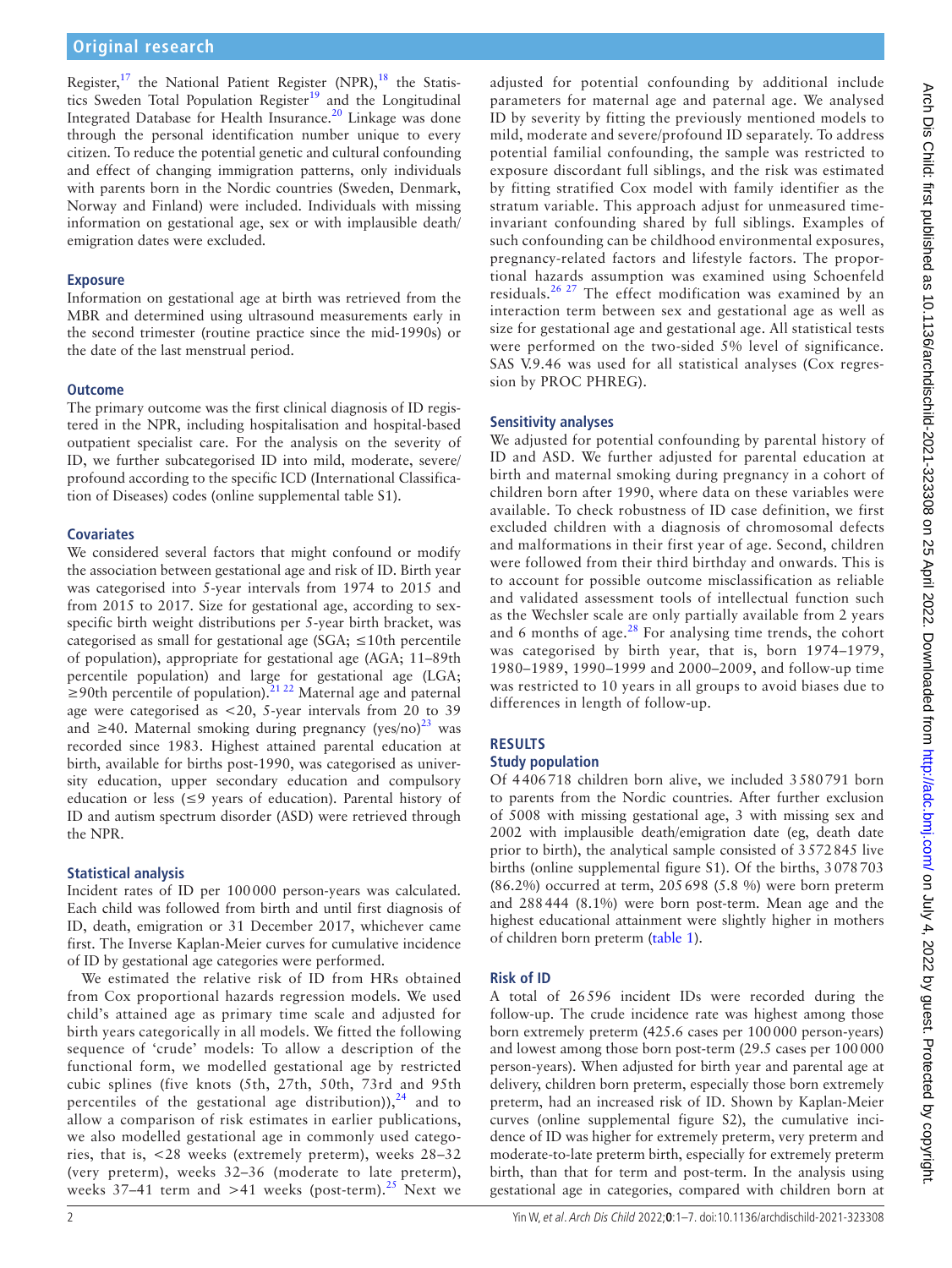Register,[17] the National Patient Register (NPR),[18] the Statistics Sweden Total Population Register[19] and the Longitudinal Integrated Database for Health Insurance.[20] Linkage was done through the personal identification number unique to every citizen. To reduce the potential genetic and cultural confounding and effect of changing immigration patterns, only individuals with parents born in the Nordic countries (Sweden, Denmark, Norway and Finland) were included. Individuals with missing information on gestational age, sex or with implausible death/emigration dates were excluded.

### Exposure

Information on gestational age at birth was retrieved from the MBR and determined using ultrasound measurements early in the second trimester (routine practice since the mid-1990s) or the date of the last menstrual period.

### Outcome

The primary outcome was the first clinical diagnosis of ID registered in the NPR, including hospitalisation and hospital-based outpatient specialist care. For the analysis on the severity of ID, we further subcategorised ID into mild, moderate, severe/profound according to the specific ICD (International Classification of Diseases) codes (online supplemental table S1).

### Covariates

We considered several factors that might confound or modify the association between gestational age and risk of ID. Birth year was categorised into 5-year intervals from 1974 to 2015 and from 2015 to 2017. Size for gestational age, according to sex-specific birth weight distributions per 5-year birth bracket, was categorised as small for gestational age (SGA; ≤10th percentile of population), appropriate for gestational age (AGA; 11–89th percentile population) and large for gestational age (LGA; ≥90th percentile of population).[21,22] Maternal age and paternal age were categorised as <20, 5-year intervals from 20 to 39 and ≥40. Maternal smoking during pregnancy (yes/no)[23] was recorded since 1983. Highest attained parental education at birth, available for births post-1990, was categorised as university education, upper secondary education and compulsory education or less (≤9 years of education). Parental history of ID and autism spectrum disorder (ASD) were retrieved through the NPR.

### Statistical analysis

Incident rates of ID per 100 000 person-years was calculated. Each child was followed from birth and until first diagnosis of ID, death, emigration or 31 December 2017, whichever came first. The Inverse Kaplan-Meier curves for cumulative incidence of ID by gestational age categories were performed.

We estimated the relative risk of ID from HRs obtained from Cox proportional hazards regression models. We used child's attained age as primary time scale and adjusted for birth years categorically in all models. We fitted the following sequence of 'crude' models: To allow a description of the functional form, we modelled gestational age by restricted cubic splines (five knots (5th, 27th, 50th, 73rd and 95th percentiles of the gestational age distribution)),[24] and to allow a comparison of risk estimates in earlier publications, we also modelled gestational age in commonly used categories, that is, <28 weeks (extremely preterm), weeks 28–32 (very preterm), weeks 32–36 (moderate to late preterm), weeks 37–41 term and >41 weeks (post-term).[25] Next we adjusted for potential confounding by additional include parameters for maternal age and paternal age. We analysed ID by severity by fitting the previously mentioned models to mild, moderate and severe/profound ID separately. To address potential familial confounding, the sample was restricted to exposure discordant full siblings, and the risk was estimated by fitting stratified Cox model with family identifier as the stratum variable. This approach adjust for unmeasured time-invariant confounding shared by full siblings. Examples of such confounding can be childhood environmental exposures, pregnancy-related factors and lifestyle factors. The proportional hazards assumption was examined using Schoenfeld residuals.[26,27] The effect modification was examined by an interaction term between sex and gestational age as well as size for gestational age and gestational age. All statistical tests were performed on the two-sided 5% level of significance. SAS V.9.46 was used for all statistical analyses (Cox regression by PROC PHREG).

### Sensitivity analyses

We adjusted for potential confounding by parental history of ID and ASD. We further adjusted for parental education at birth and maternal smoking during pregnancy in a cohort of children born after 1990, where data on these variables were available. To check robustness of ID case definition, we first excluded children with a diagnosis of chromosomal defects and malformations in their first year of age. Second, children were followed from their third birthday and onwards. This is to account for possible outcome misclassification as reliable and validated assessment tools of intellectual function such as the Wechsler scale are only partially available from 2 years and 6 months of age.[28] For analysing time trends, the cohort was categorised by birth year, that is, born 1974–1979, 1980–1989, 1990–1999 and 2000–2009, and follow-up time was restricted to 10 years in all groups to avoid biases due to differences in length of follow-up.

## RESULTS

### Study population

Of 4406 718 children born alive, we included 3 580 791 born to parents from the Nordic countries. After further exclusion of 5008 with missing gestational age, 3 with missing sex and 2002 with implausible death/emigration date (eg, death date prior to birth), the analytical sample consisted of 3 572 845 live births (online supplemental figure S1). Of the births, 3 078 703 (86.2%) occurred at term, 205 698 (5.8 %) were born preterm and 288 444 (8.1%) were born post-term. Mean age and the highest educational attainment were slightly higher in mothers of children born preterm (table 1).

### Risk of ID

A total of 26 596 incident IDs were recorded during the follow-up. The crude incidence rate was highest among those born extremely preterm (425.6 cases per 100 000 person-years) and lowest among those born post-term (29.5 cases per 100 000 person-years). When adjusted for birth year and parental age at delivery, children born preterm, especially those born extremely preterm, had an increased risk of ID. Shown by Kaplan-Meier curves (online supplemental figure S2), the cumulative incidence of ID was higher for extremely preterm, very preterm and moderate-to-late preterm birth, especially for extremely preterm birth, than that for term and post-term. In the analysis using gestational age in categories, compared with children born at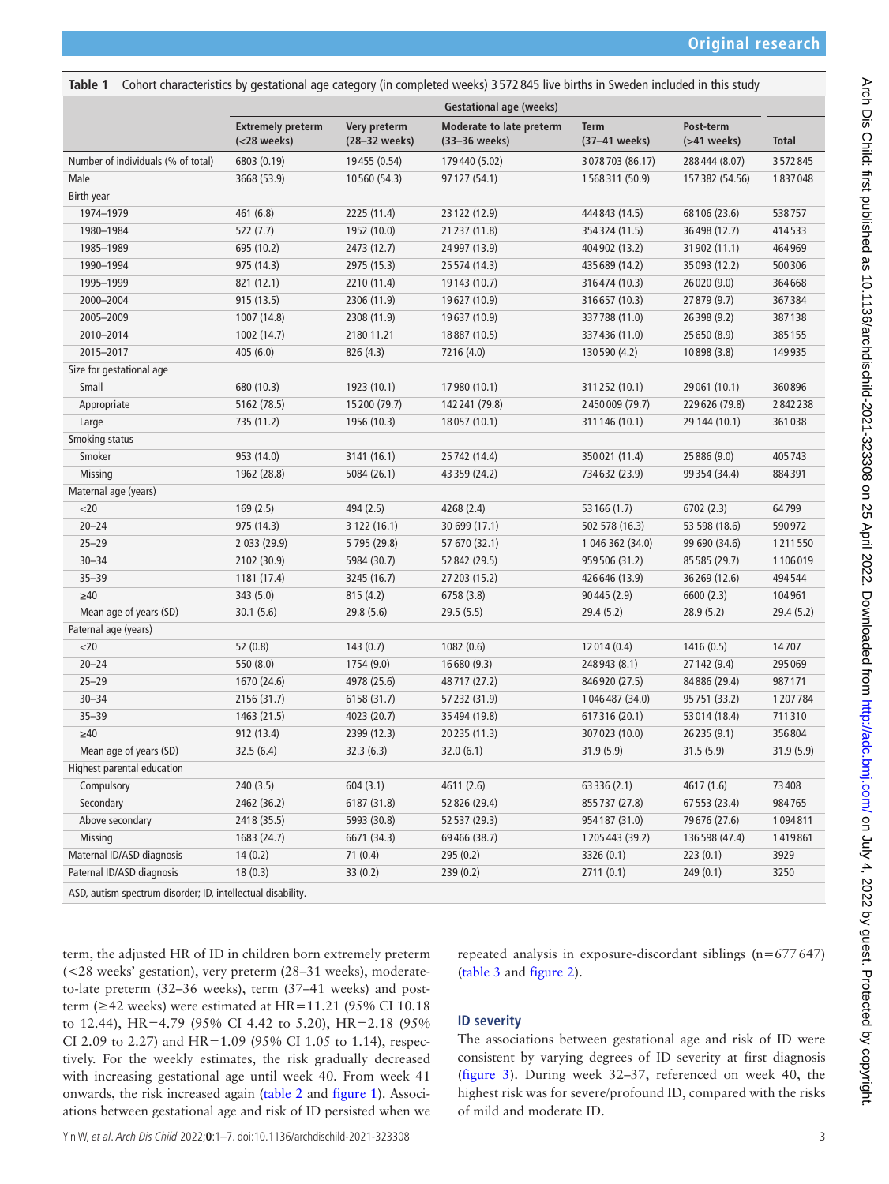**Table 1** Cohort characteristics by gestational age category (in completed weeks) 3 572 845 live births in Sweden included in this study

| | Gestational age (weeks) | | | | | |
|---|---|---|---|---|---|---|
| | **Extremely preterm (<28 weeks)** | **Very preterm (28–32 weeks)** | **Moderate to late preterm (33–36 weeks)** | **Term (37–41 weeks)** | **Post-term (>41 weeks)** | **Total** |
| Number of individuals (% of total) | 6803 (0.19) | 19 455 (0.54) | 179 440 (5.02) | 3 078 703 (86.17) | 288 444 (8.07) | 3 572 845 |
| Male | 3668 (53.9) | 10 560 (54.3) | 97 127 (54.1) | 1 568 311 (50.9) | 157 382 (54.56) | 1 837 048 |
| Birth year | | | | | | |
| 1974–1979 | 461 (6.8) | 2225 (11.4) | 23 122 (12.9) | 444 843 (14.5) | 68 106 (23.6) | 538 757 |
| 1980–1984 | 522 (7.7) | 1952 (10.0) | 21 237 (11.8) | 354 324 (11.5) | 36 498 (12.7) | 414 533 |
| 1985–1989 | 695 (10.2) | 2473 (12.7) | 24 997 (13.9) | 404 902 (13.2) | 31 902 (11.1) | 464 969 |
| 1990–1994 | 975 (14.3) | 2975 (15.3) | 25 574 (14.3) | 435 689 (14.2) | 35 093 (12.2) | 500 306 |
| 1995–1999 | 821 (12.1) | 2210 (11.4) | 19 143 (10.7) | 316 474 (10.3) | 26 020 (9.0) | 364 668 |
| 2000–2004 | 915 (13.5) | 2306 (11.9) | 19 627 (10.9) | 316 657 (10.3) | 27 879 (9.7) | 367 384 |
| 2005–2009 | 1007 (14.8) | 2308 (11.9) | 19 637 (10.9) | 337 788 (11.0) | 26 398 (9.2) | 387 138 |
| 2010–2014 | 1002 (14.7) | 2180 11.21 | 18 887 (10.5) | 337 436 (11.0) | 25 650 (8.9) | 385 155 |
| 2015–2017 | 405 (6.0) | 826 (4.3) | 7216 (4.0) | 130 590 (4.2) | 10 898 (3.8) | 149 935 |
| Size for gestational age | | | | | | |
| Small | 680 (10.3) | 1923 (10.1) | 17 980 (10.1) | 311 252 (10.1) | 29 061 (10.1) | 360 896 |
| Appropriate | 5162 (78.5) | 15 200 (79.7) | 142 241 (79.8) | 2 450 009 (79.7) | 229 626 (79.8) | 2 842 238 |
| Large | 735 (11.2) | 1956 (10.3) | 18 057 (10.1) | 311 146 (10.1) | 29 144 (10.1) | 361 038 |
| Smoking status | | | | | | |
| Smoker | 953 (14.0) | 3141 (16.1) | 25 742 (14.4) | 350 021 (11.4) | 25 886 (9.0) | 405 743 |
| Missing | 1962 (28.8) | 5084 (26.1) | 43 359 (24.2) | 734 632 (23.9) | 99 354 (34.4) | 884 391 |
| Maternal age (years) | | | | | | |
| <20 | 169 (2.5) | 494 (2.5) | 4268 (2.4) | 53 166 (1.7) | 6702 (2.3) | 64 799 |
| 20–24 | 975 (14.3) | 3 122 (16.1) | 30 699 (17.1) | 502 578 (16.3) | 53 598 (18.6) | 590 972 |
| 25–29 | 2 033 (29.9) | 5 795 (29.8) | 57 670 (32.1) | 1 046 362 (34.0) | 99 690 (34.6) | 1 211 550 |
| 30–34 | 2102 (30.9) | 5984 (30.7) | 52 842 (29.5) | 959 506 (31.2) | 85 585 (29.7) | 1 106 019 |
| 35–39 | 1181 (17.4) | 3245 (16.7) | 27 203 (15.2) | 426 646 (13.9) | 36 269 (12.6) | 494 544 |
| ≥40 | 343 (5.0) | 815 (4.2) | 6758 (3.8) | 90 445 (2.9) | 6600 (2.3) | 104 961 |
| Mean age of years (SD) | 30.1 (5.6) | 29.8 (5.6) | 29.5 (5.5) | 29.4 (5.2) | 28.9 (5.2) | 29.4 (5.2) |
| Paternal age (years) | | | | | | |
| <20 | 52 (0.8) | 143 (0.7) | 1082 (0.6) | 12 014 (0.4) | 1416 (0.5) | 14 707 |
| 20–24 | 550 (8.0) | 1754 (9.0) | 16 680 (9.3) | 248 943 (8.1) | 27 142 (9.4) | 295 069 |
| 25–29 | 1670 (24.6) | 4978 (25.6) | 48 717 (27.2) | 846 920 (27.5) | 84 886 (29.4) | 987 171 |
| 30–34 | 2156 (31.7) | 6158 (31.7) | 57 232 (31.9) | 1 046 487 (34.0) | 95 751 (33.2) | 1 207 784 |
| 35–39 | 1463 (21.5) | 4023 (20.7) | 35 494 (19.8) | 617 316 (20.1) | 53 014 (18.4) | 711 310 |
| ≥40 | 912 (13.4) | 2399 (12.3) | 20 235 (11.3) | 307 023 (10.0) | 26 235 (9.1) | 356 804 |
| Mean age of years (SD) | 32.5 (6.4) | 32.3 (6.3) | 32.0 (6.1) | 31.9 (5.9) | 31.5 (5.9) | 31.9 (5.9) |
| Highest parental education | | | | | | |
| Compulsory | 240 (3.5) | 604 (3.1) | 4611 (2.6) | 63 336 (2.1) | 4617 (1.6) | 73 408 |
| Secondary | 2462 (36.2) | 6187 (31.8) | 52 826 (29.4) | 855 737 (27.8) | 67 553 (23.4) | 984 765 |
| Above secondary | 2418 (35.5) | 5993 (30.8) | 52 537 (29.3) | 954 187 (31.0) | 79 676 (27.6) | 1 094 811 |
| Missing | 1683 (24.7) | 6671 (34.3) | 69 466 (38.7) | 1 205 443 (39.2) | 136 598 (47.4) | 1 419 861 |
| Maternal ID/ASD diagnosis | 14 (0.2) | 71 (0.4) | 295 (0.2) | 3326 (0.1) | 223 (0.1) | 3929 |
| Paternal ID/ASD diagnosis | 18 (0.3) | 33 (0.2) | 239 (0.2) | 2711 (0.1) | 249 (0.1) | 3250 |

ASD, autism spectrum disorder; ID, intellectual disability.

term, the adjusted HR of ID in children born extremely preterm (<28 weeks' gestation), very preterm (28–31 weeks), moderate-to-late preterm (32–36 weeks), term (37–41 weeks) and post-term (≥42 weeks) were estimated at HR=11.21 (95% CI 10.18 to 12.44), HR=4.79 (95% CI 4.42 to 5.20), HR=2.18 (95% CI 2.09 to 2.27) and HR=1.09 (95% CI 1.05 to 1.14), respectively. For the weekly estimates, the risk gradually decreased with increasing gestational age until week 40. From week 41 onwards, the risk increased again (table 2 and figure 1). Associations between gestational age and risk of ID persisted when we repeated analysis in exposure-discordant siblings (n=677 647) (table 3 and figure 2).

## ID severity

The associations between gestational age and risk of ID were consistent by varying degrees of ID severity at first diagnosis (figure 3). During week 32–37, referenced on week 40, the highest risk was for severe/profound ID, compared with the risks of mild and moderate ID.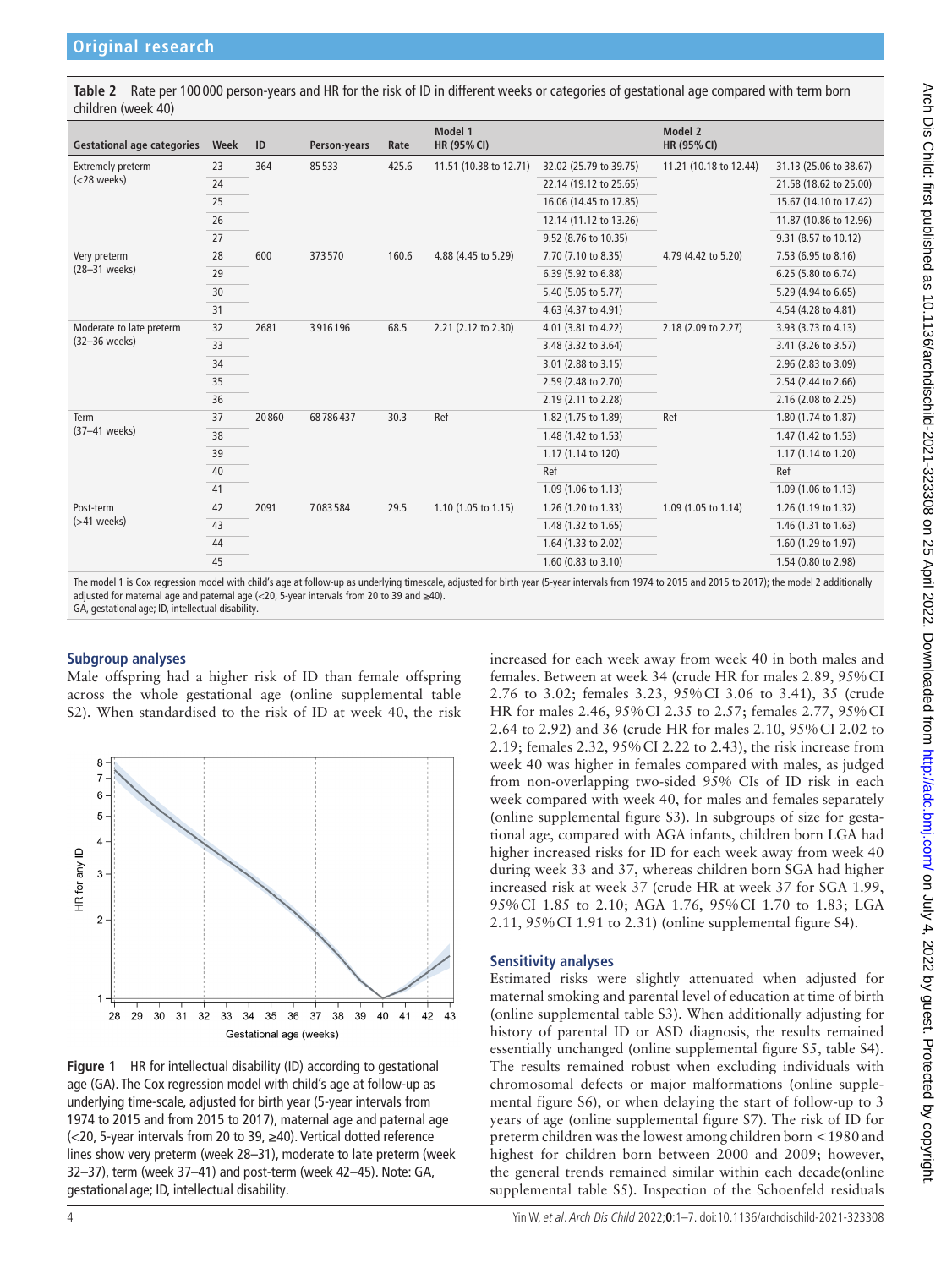**Table 2** Rate per 100 000 person-years and HR for the risk of ID in different weeks or categories of gestational age compared with term born children (week 40)

| Gestational age categories | Week | ID | Person-years | Rate | Model 1 HR (95% CI) | | Model 2 HR (95% CI) | |
|---|---|---|---|---|---|---|---|---|
| Extremely preterm (<28 weeks) | 23 | 364 | 85533 | 425.6 | 11.51 (10.38 to 12.71) | 32.02 (25.79 to 39.75) | 11.21 (10.18 to 12.44) | 31.13 (25.06 to 38.67) |
| | 24 | | | | | 22.14 (19.12 to 25.65) | | 21.58 (18.62 to 25.00) |
| | 25 | | | | | 16.06 (14.45 to 17.85) | | 15.67 (14.10 to 17.42) |
| | 26 | | | | | 12.14 (11.12 to 13.26) | | 11.87 (10.86 to 12.96) |
| | 27 | | | | | 9.52 (8.76 to 10.35) | | 9.31 (8.57 to 10.12) |
| Very preterm (28–31 weeks) | 28 | 600 | 373570 | 160.6 | 4.88 (4.45 to 5.29) | 7.70 (7.10 to 8.35) | 4.79 (4.42 to 5.20) | 7.53 (6.95 to 8.16) |
| | 29 | | | | | 6.39 (5.92 to 6.88) | | 6.25 (5.80 to 6.74) |
| | 30 | | | | | 5.40 (5.05 to 5.77) | | 5.29 (4.94 to 6.65) |
| | 31 | | | | | 4.63 (4.37 to 4.91) | | 4.54 (4.28 to 4.81) |
| Moderate to late preterm (32–36 weeks) | 32 | 2681 | 3916196 | 68.5 | 2.21 (2.12 to 2.30) | 4.01 (3.81 to 4.22) | 2.18 (2.09 to 2.27) | 3.93 (3.73 to 4.13) |
| | 33 | | | | | 3.48 (3.32 to 3.64) | | 3.41 (3.26 to 3.57) |
| | 34 | | | | | 3.01 (2.88 to 3.15) | | 2.96 (2.83 to 3.09) |
| | 35 | | | | | 2.59 (2.48 to 2.70) | | 2.54 (2.44 to 2.66) |
| | 36 | | | | | 2.19 (2.11 to 2.28) | | 2.16 (2.08 to 2.25) |
| Term (37–41 weeks) | 37 | 20860 | 68786437 | 30.3 | Ref | 1.82 (1.75 to 1.89) | Ref | 1.80 (1.74 to 1.87) |
| | 38 | | | | | 1.48 (1.42 to 1.53) | | 1.47 (1.42 to 1.53) |
| | 39 | | | | | 1.17 (1.14 to 120) | | 1.17 (1.14 to 1.20) |
| | 40 | | | | | Ref | | Ref |
| | 41 | | | | | 1.09 (1.06 to 1.13) | | 1.09 (1.06 to 1.13) |
| Post-term (>41 weeks) | 42 | 2091 | 7083584 | 29.5 | 1.10 (1.05 to 1.15) | 1.26 (1.20 to 1.33) | 1.09 (1.05 to 1.14) | 1.26 (1.19 to 1.32) |
| | 43 | | | | | 1.48 (1.32 to 1.65) | | 1.46 (1.31 to 1.63) |
| | 44 | | | | | 1.64 (1.33 to 2.02) | | 1.60 (1.29 to 1.97) |
| | 45 | | | | | 1.60 (0.83 to 3.10) | | 1.54 (0.80 to 2.98) |

The model 1 is Cox regression model with child's age at follow-up as underlying timescale, adjusted for birth year (5-year intervals from 1974 to 2015 and 2015 to 2017); the model 2 additionally adjusted for maternal age and paternal age (<20, 5-year intervals from 20 to 39 and ≥40).
GA, gestational age; ID, intellectual disability.

### Subgroup analyses

Male offspring had a higher risk of ID than female offspring across the whole gestational age (online supplemental table S2). When standardised to the risk of ID at week 40, the risk increased for each week away from week 40 in both males and females. Between at week 34 (crude HR for males 2.89, 95% CI 2.76 to 3.02; females 3.23, 95% CI 3.06 to 3.41), 35 (crude HR for males 2.46, 95% CI 2.35 to 2.57; females 2.77, 95% CI 2.64 to 2.92) and 36 (crude HR for males 2.10, 95% CI 2.02 to 2.19; females 2.32, 95% CI 2.22 to 2.43), the risk increase from week 40 was higher in females compared with males, as judged from non-overlapping two-sided 95% CIs of ID risk in each week compared with week 40, for males and females separately (online supplemental figure S3). In subgroups of size for gestational age, compared with AGA infants, children born LGA had higher increased risks for ID for each week away from week 40 during week 33 and 37, whereas children born SGA had higher increased risk at week 37 (crude HR at week 37 for SGA 1.99, 95% CI 1.85 to 2.10; AGA 1.76, 95% CI 1.70 to 1.83; LGA 2.11, 95% CI 1.91 to 2.31) (online supplemental figure S4).

**Figure 1** HR for intellectual disability (ID) according to gestational age (GA). The Cox regression model with child's age at follow-up as underlying time-scale, adjusted for birth year (5-year intervals from 1974 to 2015 and from 2015 to 2017), maternal age and paternal age (<20, 5-year intervals from 20 to 39, ≥40). Vertical dotted reference lines show very preterm (week 28–31), moderate to late preterm (week 32–37), term (week 37–41) and post-term (week 42–45). Note: GA, gestational age; ID, intellectual disability.

### Sensitivity analyses

Estimated risks were slightly attenuated when adjusted for maternal smoking and parental level of education at time of birth (online supplemental table S3). When additionally adjusting for history of parental ID or ASD diagnosis, the results remained essentially unchanged (online supplemental figure S5, table S4). The results remained robust when excluding individuals with chromosomal defects or major malformations (online supplemental figure S6), or when delaying the start of follow-up to 3 years of age (online supplemental figure S7). The risk of ID for preterm children was the lowest among children born <1980 and highest for children born between 2000 and 2009; however, the general trends remained similar within each decade(online supplemental table S5). Inspection of the Schoenfeld residuals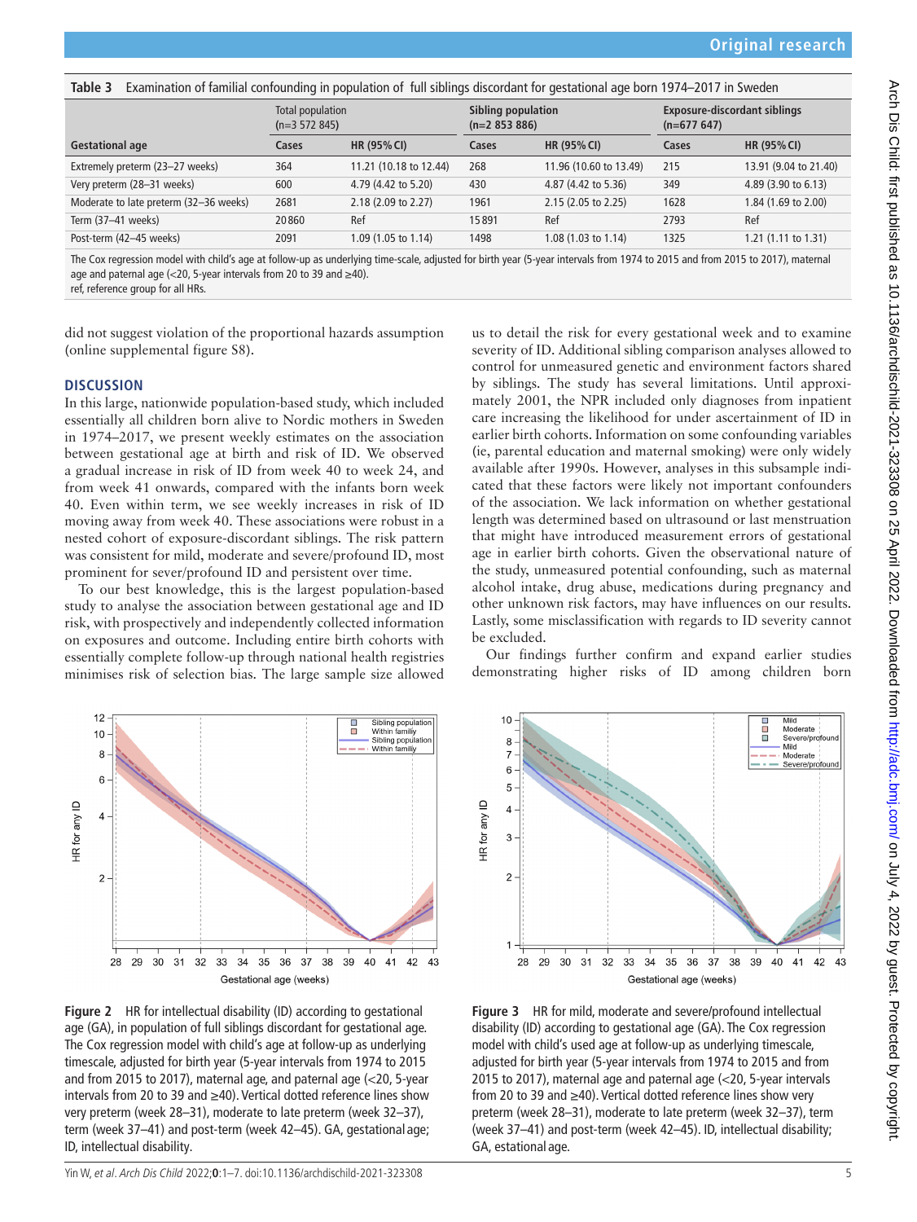**Table 3** Examination of familial confounding in population of full siblings discordant for gestational age born 1974–2017 in Sweden

| Gestational age | Total population (n=3 572 845) | | Sibling population (n=2 853 886) | | Exposure-discordant siblings (n=677 647) | |
|---|---|---|---|---|---|---|
| | Cases | HR (95% CI) | Cases | HR (95% CI) | Cases | HR (95% CI) |
| Extremely preterm (23–27 weeks) | 364 | 11.21 (10.18 to 12.44) | 268 | 11.96 (10.60 to 13.49) | 215 | 13.91 (9.04 to 21.40) |
| Very preterm (28–31 weeks) | 600 | 4.79 (4.42 to 5.20) | 430 | 4.87 (4.42 to 5.36) | 349 | 4.89 (3.90 to 6.13) |
| Moderate to late preterm (32–36 weeks) | 2681 | 2.18 (2.09 to 2.27) | 1961 | 2.15 (2.05 to 2.25) | 1628 | 1.84 (1.69 to 2.00) |
| Term (37–41 weeks) | 20 860 | Ref | 15 891 | Ref | 2793 | Ref |
| Post-term (42–45 weeks) | 2091 | 1.09 (1.05 to 1.14) | 1498 | 1.08 (1.03 to 1.14) | 1325 | 1.21 (1.11 to 1.31) |

The Cox regression model with child's age at follow-up as underlying time-scale, adjusted for birth year (5-year intervals from 1974 to 2015 and from 2015 to 2017), maternal age and paternal age (<20, 5-year intervals from 20 to 39 and ≥40).
ref, reference group for all HRs.

did not suggest violation of the proportional hazards assumption (online supplemental figure S8).

## DISCUSSION

In this large, nationwide population-based study, which included essentially all children born alive to Nordic mothers in Sweden in 1974–2017, we present weekly estimates on the association between gestational age at birth and risk of ID. We observed a gradual increase in risk of ID from week 40 to week 24, and from week 41 onwards, compared with the infants born week 40. Even within term, we see weekly increases in risk of ID moving away from week 40. These associations were robust in a nested cohort of exposure-discordant siblings. The risk pattern was consistent for mild, moderate and severe/profound ID, most prominent for sever/profound ID and persistent over time.

To our best knowledge, this is the largest population-based study to analyse the association between gestational age and ID risk, with prospectively and independently collected information on exposures and outcome. Including entire birth cohorts with essentially complete follow-up through national health registries minimises risk of selection bias. The large sample size allowed us to detail the risk for every gestational week and to examine severity of ID. Additional sibling comparison analyses allowed to control for unmeasured genetic and environment factors shared by siblings. The study has several limitations. Until approximately 2001, the NPR included only diagnoses from inpatient care increasing the likelihood for under ascertainment of ID in earlier birth cohorts. Information on some confounding variables (ie, parental education and maternal smoking) were only widely available after 1990s. However, analyses in this subsample indicated that these factors were likely not important confounders of the association. We lack information on whether gestational length was determined based on ultrasound or last menstruation that might have introduced measurement errors of gestational age in earlier birth cohorts. Given the observational nature of the study, unmeasured potential confounding, such as maternal alcohol intake, drug abuse, medications during pregnancy and other unknown risk factors, may have influences on our results. Lastly, some misclassification with regards to ID severity cannot be excluded.

Our findings further confirm and expand earlier studies demonstrating higher risks of ID among children born

**Figure 2** HR for intellectual disability (ID) according to gestational age (GA), in population of full siblings discordant for gestational age. The Cox regression model with child's age at follow-up as underlying timescale, adjusted for birth year (5-year intervals from 1974 to 2015 and from 2015 to 2017), maternal age, and paternal age (<20, 5-year intervals from 20 to 39 and ≥40). Vertical dotted reference lines show very preterm (week 28–31), moderate to late preterm (week 32–37), term (week 37–41) and post-term (week 42–45). GA, gestational age; ID, intellectual disability.

**Figure 3** HR for mild, moderate and severe/profound intellectual disability (ID) according to gestational age (GA). The Cox regression model with child's used age at follow-up as underlying timescale, adjusted for birth year (5-year intervals from 1974 to 2015 and from 2015 to 2017), maternal age and paternal age (<20, 5-year intervals from 20 to 39 and ≥40). Vertical dotted reference lines show very preterm (week 28–31), moderate to late preterm (week 32–37), term (week 37–41) and post-term (week 42–45). ID, intellectual disability; GA, estational age.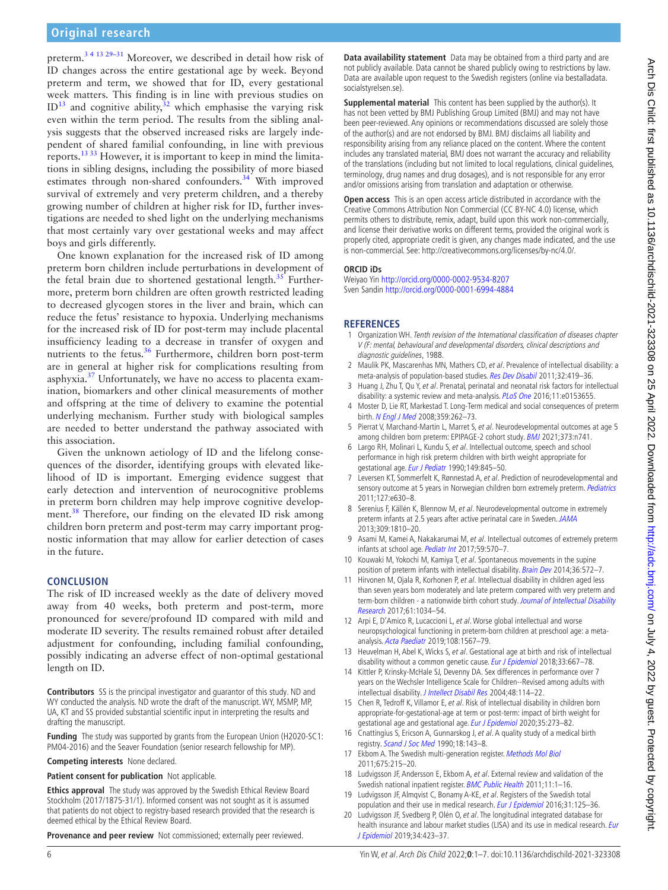preterm.[3 4 13 29–31] Moreover, we described in detail how risk of ID changes across the entire gestational age by week. Beyond preterm and term, we showed that for ID, every gestational week matters. This finding is in line with previous studies on ID[13] and cognitive ability,[32] which emphasise the varying risk even within the term period. The results from the sibling analysis suggests that the observed increased risks are largely independent of shared familial confounding, in line with previous reports.[13 33] However, it is important to keep in mind the limitations in sibling designs, including the possibility of more biased estimates through non-shared confounders.[34] With improved survival of extremely and very preterm children, and a thereby growing number of children at higher risk for ID, further investigations are needed to shed light on the underlying mechanisms that most certainly vary over gestational weeks and may affect boys and girls differently.

One known explanation for the increased risk of ID among preterm born children include perturbations in development of the fetal brain due to shortened gestational length.[35] Furthermore, preterm born children are often growth restricted leading to decreased glycogen stores in the liver and brain, which can reduce the fetus' resistance to hypoxia. Underlying mechanisms for the increased risk of ID for post-term may include placental insufficiency leading to a decrease in transfer of oxygen and nutrients to the fetus.[36] Furthermore, children born post-term are in general at higher risk for complications resulting from asphyxia.[37] Unfortunately, we have no access to placenta examination, biomarkers and other clinical measurements of mother and offspring at the time of delivery to examine the potential underlying mechanism. Further study with biological samples are needed to better understand the pathway associated with this association.

Given the unknown aetiology of ID and the lifelong consequences of the disorder, identifying groups with elevated likelihood of ID is important. Emerging evidence suggest that early detection and intervention of neurocognitive problems in preterm born children may help improve cognitive development.[38] Therefore, our finding on the elevated ID risk among children born preterm and post-term may carry important prognostic information that may allow for earlier detection of cases in the future.

## CONCLUSION

The risk of ID increased weekly as the date of delivery moved away from 40 weeks, both preterm and post-term, more pronounced for severe/profound ID compared with mild and moderate ID severity. The results remained robust after detailed adjustment for confounding, including familial confounding, possibly indicating an adverse effect of non-optimal gestational length on ID.

**Contributors** SS is the principal investigator and guarantor of this study. ND and WY conducted the analysis. ND wrote the draft of the manuscript. WY, MSMP, MP, UA, KT and SS provided substantial scientific input in interpreting the results and drafting the manuscript.

**Funding** The study was supported by grants from the European Union (H2020-SC1: PM04-2016) and the Seaver Foundation (senior research fellowship for MP).

**Competing interests** None declared.

**Patient consent for publication** Not applicable.

**Ethics approval** The study was approved by the Swedish Ethical Review Board Stockholm (2017/1875-31/1). Informed consent was not sought as it is assumed that patients do not object to registry-based research provided that the research is deemed ethical by the Ethical Review Board.

**Provenance and peer review** Not commissioned; externally peer reviewed.

**Data availability statement** Data may be obtained from a third party and are not publicly available. Data cannot be shared publicly owing to restrictions by law. Data are available upon request to the Swedish registers (online via bestalladata.socialstyrelsen.se).

**Supplemental material** This content has been supplied by the author(s). It has not been vetted by BMJ Publishing Group Limited (BMJ) and may not have been peer-reviewed. Any opinions or recommendations discussed are solely those of the author(s) and are not endorsed by BMJ. BMJ disclaims all liability and responsibility arising from any reliance placed on the content. Where the content includes any translated material, BMJ does not warrant the accuracy and reliability of the translations (including but not limited to local regulations, clinical guidelines, terminology, drug names and drug dosages), and is not responsible for any error and/or omissions arising from translation and adaptation or otherwise.

**Open access** This is an open access article distributed in accordance with the Creative Commons Attribution Non Commercial (CC BY-NC 4.0) license, which permits others to distribute, remix, adapt, build upon this work non-commercially, and license their derivative works on different terms, provided the original work is properly cited, appropriate credit is given, any changes made indicated, and the use is non-commercial. See: http://creativecommons.org/licenses/by-nc/4.0/.

### ORCID iDs

Weiyao Yin http://orcid.org/0000-0002-9534-8207
Sven Sandin http://orcid.org/0000-0001-6994-4884

## REFERENCES

1. Organization WH. *Tenth revision of the International classification of diseases chapter V (F: mental, behavioural and developmental disorders, clinical descriptions and diagnostic guidelines*, 1988.
2. Maulik PK, Mascarenhas MN, Mathers CD, *et al*. Prevalence of intellectual disability: a meta-analysis of population-based studies. *Res Dev Disabil* 2011;32:419–36.
3. Huang J, Zhu T, Qu Y, *et al*. Prenatal, perinatal and neonatal risk factors for intellectual disability: a systemic review and meta-analysis. *PLoS One* 2016;11:e0153655.
4. Moster D, Lie RT, Markestad T. Long-Term medical and social consequences of preterm birth. *N Engl J Med* 2008;359:262–73.
5. Pierrat V, Marchand-Martin L, Marret S, *et al*. Neurodevelopmental outcomes at age 5 among children born preterm: EPIPAGE-2 cohort study. *BMJ* 2021;373:n741.
6. Largo RH, Molinari L, Kundu S, *et al*. Intellectual outcome, speech and school performance in high risk preterm children with birth weight appropriate for gestational age. *Eur J Pediatr* 1990;149:845–50.
7. Leversen KT, Sommerfelt K, Rønnestad A, *et al*. Prediction of neurodevelopmental and sensory outcome at 5 years in Norwegian children born extremely preterm. *Pediatrics* 2011;127:e630–8.
8. Serenius F, Källén K, Blennow M, *et al*. Neurodevelopmental outcome in extremely preterm infants at 2.5 years after active perinatal care in Sweden. *JAMA* 2013;309:1810–20.
9. Asami M, Kamei A, Nakakarumai M, *et al*. Intellectual outcomes of extremely preterm infants at school age. *Pediatr Int* 2017;59:570–7.
10. Kouwaki M, Yokochi M, Kamiya T, *et al*. Spontaneous movements in the supine position of preterm infants with intellectual disability. *Brain Dev* 2014;36:572–7.
11. Hirvonen M, Ojala R, Korhonen P, *et al*. Intellectual disability in children aged less than seven years born moderately and late preterm compared with very preterm and term-born children - a nationwide birth cohort study. *Journal of Intellectual Disability Research* 2017;61:1034–54.
12. Arpi E, D'Amico R, Lucaccioni L, *et al*. Worse global intellectual and worse neuropsychological functioning in preterm-born children at preschool age: a meta-analysis. *Acta Paediatr* 2019;108:1567–79.
13. Heuvelman H, Abel K, Wicks S, *et al*. Gestational age at birth and risk of intellectual disability without a common genetic cause. *Eur J Epidemiol* 2018;33:667–78.
14. Kittler P, Krinsky-McHale SJ, Devenny DA. Sex differences in performance over 7 years on the Wechsler Intelligence Scale for Children--Revised among adults with intellectual disability. *J Intellect Disabil Res* 2004;48:114–22.
15. Chen R, Tedroff K, Villamor E, *et al*. Risk of intellectual disability in children born appropriate-for-gestational-age at term or post-term: impact of birth weight for gestational age and gestational age. *Eur J Epidemiol* 2020;35:273–82.
16. Cnattingius S, Ericson A, Gunnarskog J, *et al*. A quality study of a medical birth registry. *Scand J Soc Med* 1990;18:143–8.
17. Ekbom A. The Swedish multi-generation register. *Methods Mol Biol* 2011;675:215–20.
18. Ludvigsson JF, Andersson E, Ekbom A, *et al*. External review and validation of the Swedish national inpatient register. *BMC Public Health* 2011;11:1–16.
19. Ludvigsson JF, Almqvist C, Bonamy A-KE, *et al*. Registers of the Swedish total population and their use in medical research. *Eur J Epidemiol* 2016;31:125–36.
20. Ludvigsson JF, Svedberg P, Olén O, *et al*. The longitudinal integrated database for health insurance and labour market studies (LISA) and its use in medical research. *Eur J Epidemiol* 2019;34:423–37.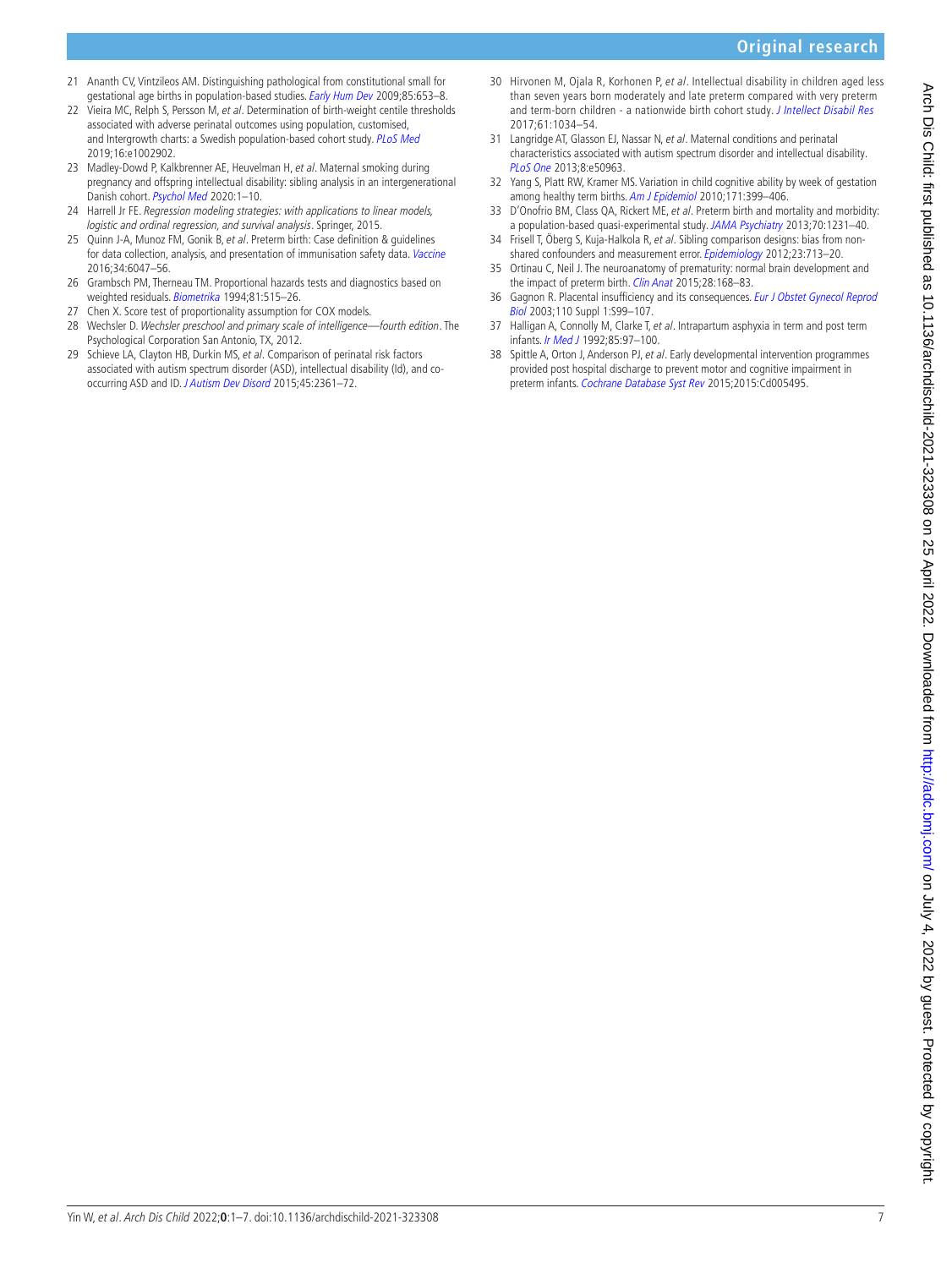21 Ananth CV, Vintzileos AM. Distinguishing pathological from constitutional small for gestational age births in population-based studies. *Early Hum Dev* 2009;85:653–8.

22 Vieira MC, Relph S, Persson M, *et al*. Determination of birth-weight centile thresholds associated with adverse perinatal outcomes using population, customised, and Intergrowth charts: a Swedish population-based cohort study. *PLoS Med* 2019;16:e1002902.

23 Madley-Dowd P, Kalkbrenner AE, Heuvelman H, *et al*. Maternal smoking during pregnancy and offspring intellectual disability: sibling analysis in an intergenerational Danish cohort. *Psychol Med* 2020:1–10.

24 Harrell Jr FE. *Regression modeling strategies: with applications to linear models, logistic and ordinal regression, and survival analysis*. Springer, 2015.

25 Quinn J-A, Munoz FM, Gonik B, *et al*. Preterm birth: Case definition & guidelines for data collection, analysis, and presentation of immunisation safety data. *Vaccine* 2016;34:6047–56.

26 Grambsch PM, Therneau TM. Proportional hazards tests and diagnostics based on weighted residuals. *Biometrika* 1994;81:515–26.

27 Chen X. Score test of proportionality assumption for COX models.

28 Wechsler D. *Wechsler preschool and primary scale of intelligence—fourth edition*. The Psychological Corporation San Antonio, TX, 2012.

29 Schieve LA, Clayton HB, Durkin MS, *et al*. Comparison of perinatal risk factors associated with autism spectrum disorder (ASD), intellectual disability (Id), and co-occurring ASD and ID. *J Autism Dev Disord* 2015;45:2361–72.

30 Hirvonen M, Ojala R, Korhonen P, *et al*. Intellectual disability in children aged less than seven years born moderately and late preterm compared with very preterm and term-born children - a nationwide birth cohort study. *J Intellect Disabil Res* 2017;61:1034–54.

31 Langridge AT, Glasson EJ, Nassar N, *et al*. Maternal conditions and perinatal characteristics associated with autism spectrum disorder and intellectual disability. *PLoS One* 2013;8:e50963.

32 Yang S, Platt RW, Kramer MS. Variation in child cognitive ability by week of gestation among healthy term births. *Am J Epidemiol* 2010;171:399–406.

33 D'Onofrio BM, Class QA, Rickert ME, *et al*. Preterm birth and mortality and morbidity: a population-based quasi-experimental study. *JAMA Psychiatry* 2013;70:1231–40.

34 Frisell T, Öberg S, Kuja-Halkola R, *et al*. Sibling comparison designs: bias from non-shared confounders and measurement error. *Epidemiology* 2012;23:713–20.

35 Ortinau C, Neil J. The neuroanatomy of prematurity: normal brain development and the impact of preterm birth. *Clin Anat* 2015;28:168–83.

36 Gagnon R. Placental insufficiency and its consequences. *Eur J Obstet Gynecol Reprod Biol* 2003;110 Suppl 1:S99–107.

37 Halligan A, Connolly M, Clarke T, *et al*. Intrapartum asphyxia in term and post term infants. *Ir Med J* 1992;85:97–100.

38 Spittle A, Orton J, Anderson PJ, *et al*. Early developmental intervention programmes provided post hospital discharge to prevent motor and cognitive impairment in preterm infants. *Cochrane Database Syst Rev* 2015;2015:Cd005495.